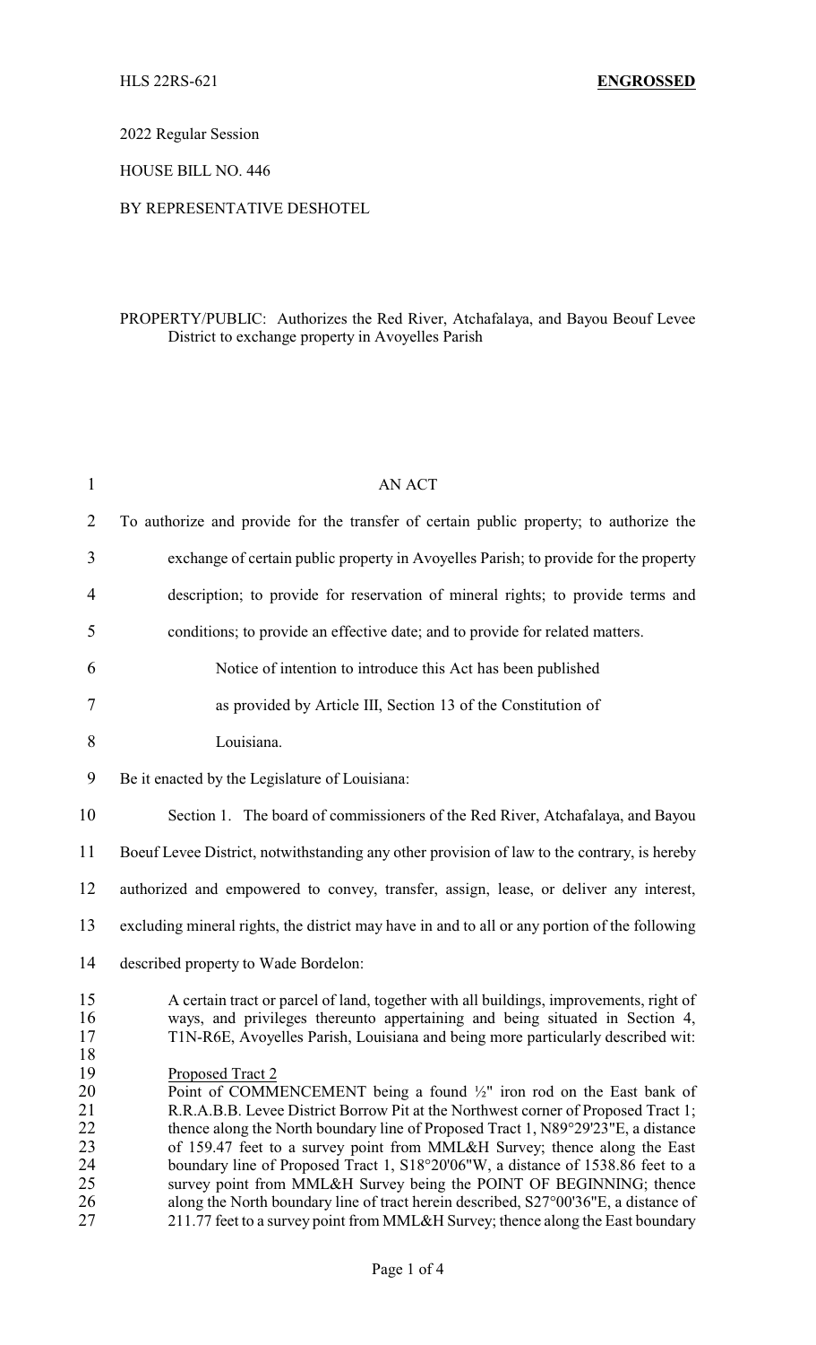HLS 22RS-621 **ENGROSSED**

2022 Regular Session

HOUSE BILL NO. 446

BY REPRESENTATIVE DESHOTEL

PROPERTY/PUBLIC: Authorizes the Red River, Atchafalaya, and Bayou Beouf Levee District to exchange property in Avoyelles Parish

AN ACT

To authorize and provide for the transfer of certain public property; to authorize the exchange of certain public property in Avoyelles Parish; to provide for the property description; to provide for reservation of mineral rights; to provide terms and conditions; to provide an effective date; and to provide for related matters.

Notice of intention to introduce this Act has been published as provided by Article III, Section 13 of the Constitution of Louisiana.

Be it enacted by the Legislature of Louisiana:

Section 1. The board of commissioners of the Red River, Atchafalaya, and Bayou Boeuf Levee District, notwithstanding any other provision of law to the contrary, is hereby authorized and empowered to convey, transfer, assign, lease, or deliver any interest, excluding mineral rights, the district may have in and to all or any portion of the following described property to Wade Bordelon:

A certain tract or parcel of land, together with all buildings, improvements, right of ways, and privileges thereunto appertaining and being situated in Section 4, T1N-R6E, Avoyelles Parish, Louisiana and being more particularly described wit:

Proposed Tract 2
Point of COMMENCEMENT being a found ½" iron rod on the East bank of R.R.A.B.B. Levee District Borrow Pit at the Northwest corner of Proposed Tract 1; thence along the North boundary line of Proposed Tract 1, N89°29'23"E, a distance of 159.47 feet to a survey point from MML&H Survey; thence along the East boundary line of Proposed Tract 1, S18°20'06"W, a distance of 1538.86 feet to a survey point from MML&H Survey being the POINT OF BEGINNING; thence along the North boundary line of tract herein described, S27°00'36"E, a distance of 211.77 feet to a survey point from MML&H Survey; thence along the East boundary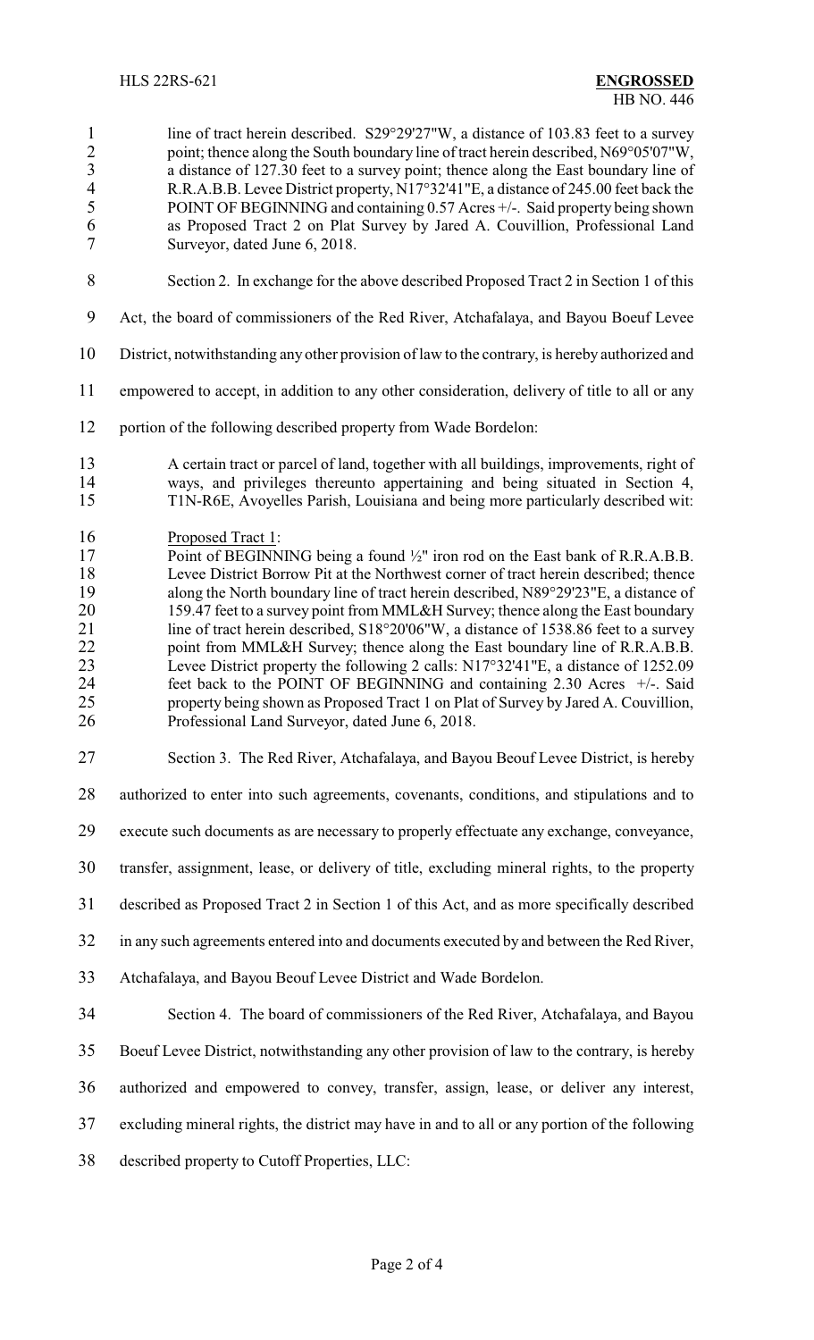line of tract herein described. S29°29'27"W, a distance of 103.83 feet to a survey point; thence along the South boundary line of tract herein described, N69°05'07"W, a distance of 127.30 feet to a survey point; thence along the East boundary line of R.R.A.B.B. Levee District property, N17°32'41"E, a distance of 245.00 feet back the POINT OF BEGINNING and containing 0.57 Acres +/-. Said property being shown as Proposed Tract 2 on Plat Survey by Jared A. Couvillion, Professional Land Surveyor, dated June 6, 2018.

Section 2. In exchange for the above described Proposed Tract 2 in Section 1 of this Act, the board of commissioners of the Red River, Atchafalaya, and Bayou Boeuf Levee District, notwithstanding any other provision of law to the contrary, is hereby authorized and empowered to accept, in addition to any other consideration, delivery of title to all or any portion of the following described property from Wade Bordelon:

A certain tract or parcel of land, together with all buildings, improvements, right of ways, and privileges thereunto appertaining and being situated in Section 4, T1N-R6E, Avoyelles Parish, Louisiana and being more particularly described wit:

Proposed Tract 1:
Point of BEGINNING being a found ½" iron rod on the East bank of R.R.A.B.B. Levee District Borrow Pit at the Northwest corner of tract herein described; thence along the North boundary line of tract herein described, N89°29'23"E, a distance of 159.47 feet to a survey point from MML&H Survey; thence along the East boundary line of tract herein described, S18°20'06"W, a distance of 1538.86 feet to a survey point from MML&H Survey; thence along the East boundary line of R.R.A.B.B. Levee District property the following 2 calls: N17°32'41"E, a distance of 1252.09 feet back to the POINT OF BEGINNING and containing 2.30 Acres +/-. Said property being shown as Proposed Tract 1 on Plat of Survey by Jared A. Couvillion, Professional Land Surveyor, dated June 6, 2018.

Section 3. The Red River, Atchafalaya, and Bayou Beouf Levee District, is hereby authorized to enter into such agreements, covenants, conditions, and stipulations and to execute such documents as are necessary to properly effectuate any exchange, conveyance, transfer, assignment, lease, or delivery of title, excluding mineral rights, to the property described as Proposed Tract 2 in Section 1 of this Act, and as more specifically described in any such agreements entered into and documents executed by and between the Red River, Atchafalaya, and Bayou Beouf Levee District and Wade Bordelon.

Section 4. The board of commissioners of the Red River, Atchafalaya, and Bayou Boeuf Levee District, notwithstanding any other provision of law to the contrary, is hereby authorized and empowered to convey, transfer, assign, lease, or deliver any interest, excluding mineral rights, the district may have in and to all or any portion of the following described property to Cutoff Properties, LLC: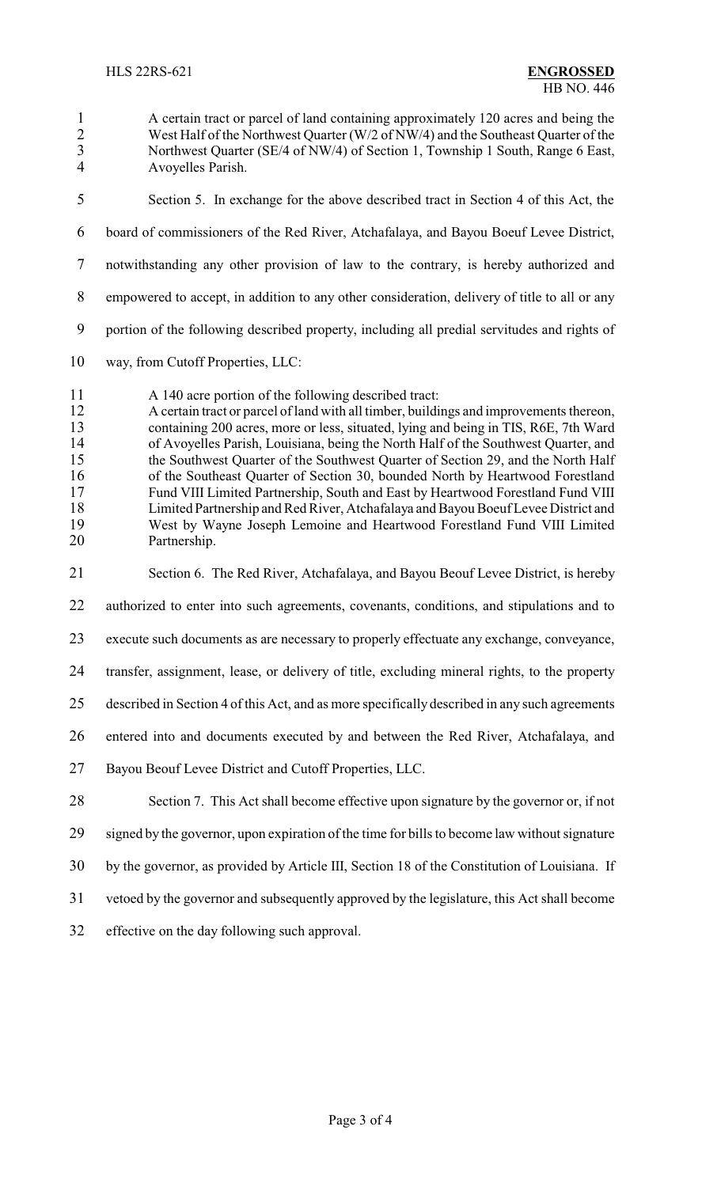A certain tract or parcel of land containing approximately 120 acres and being the West Half of the Northwest Quarter (W/2 of NW/4) and the Southeast Quarter of the Northwest Quarter (SE/4 of NW/4) of Section 1, Township 1 South, Range 6 East, Avoyelles Parish.

Section 5. In exchange for the above described tract in Section 4 of this Act, the board of commissioners of the Red River, Atchafalaya, and Bayou Boeuf Levee District, notwithstanding any other provision of law to the contrary, is hereby authorized and empowered to accept, in addition to any other consideration, delivery of title to all or any portion of the following described property, including all predial servitudes and rights of way, from Cutoff Properties, LLC:

A 140 acre portion of the following described tract:
A certain tract or parcel of land with all timber, buildings and improvements thereon, containing 200 acres, more or less, situated, lying and being in TIS, R6E, 7th Ward of Avoyelles Parish, Louisiana, being the North Half of the Southwest Quarter, and the Southwest Quarter of the Southwest Quarter of Section 29, and the North Half of the Southeast Quarter of Section 30, bounded North by Heartwood Forestland Fund VIII Limited Partnership, South and East by Heartwood Forestland Fund VIII Limited Partnership and Red River, Atchafalaya and Bayou Boeuf Levee District and West by Wayne Joseph Lemoine and Heartwood Forestland Fund VIII Limited Partnership.

Section 6. The Red River, Atchafalaya, and Bayou Beouf Levee District, is hereby authorized to enter into such agreements, covenants, conditions, and stipulations and to execute such documents as are necessary to properly effectuate any exchange, conveyance, transfer, assignment, lease, or delivery of title, excluding mineral rights, to the property described in Section 4 of this Act, and as more specifically described in any such agreements entered into and documents executed by and between the Red River, Atchafalaya, and Bayou Beouf Levee District and Cutoff Properties, LLC.

Section 7. This Act shall become effective upon signature by the governor or, if not signed by the governor, upon expiration of the time for bills to become law without signature by the governor, as provided by Article III, Section 18 of the Constitution of Louisiana. If vetoed by the governor and subsequently approved by the legislature, this Act shall become effective on the day following such approval.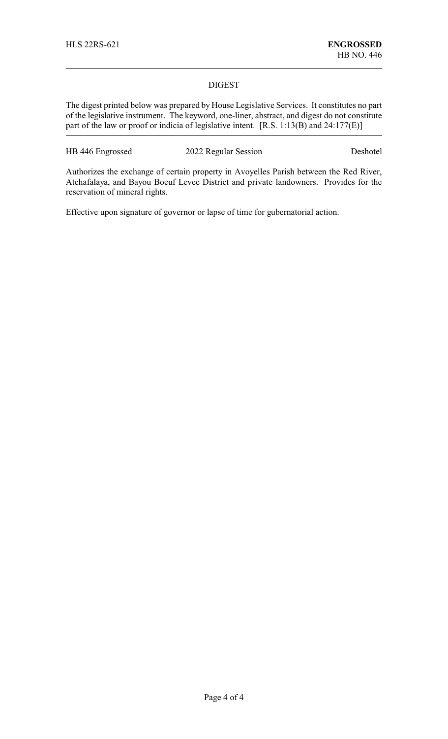# DIGEST

The digest printed below was prepared by House Legislative Services. It constitutes no part of the legislative instrument. The keyword, one-liner, abstract, and digest do not constitute part of the law or proof or indicia of legislative intent. [R.S. 1:13(B) and 24:177(E)]

| HB 446 Engrossed | 2022 Regular Session | Deshotel |
|---|---|---|

Authorizes the exchange of certain property in Avoyelles Parish between the Red River, Atchafalaya, and Bayou Boeuf Levee District and private landowners. Provides for the reservation of mineral rights.

Effective upon signature of governor or lapse of time for gubernatorial action.